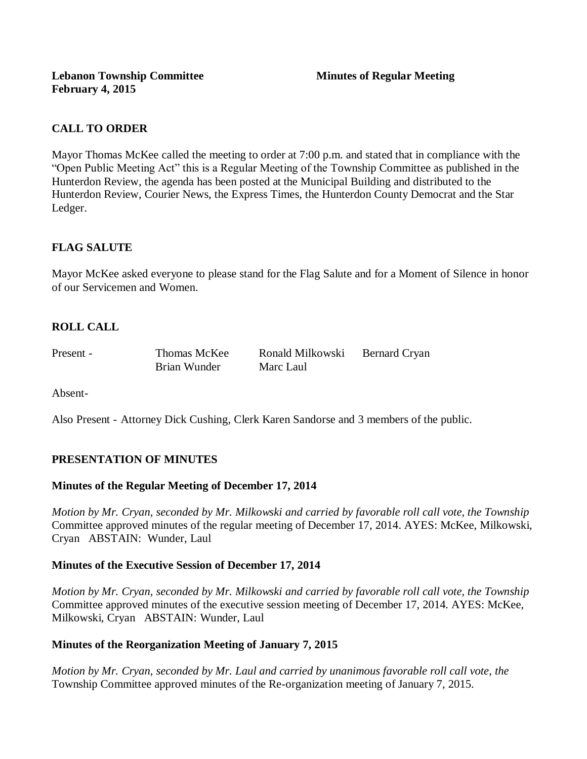**Lebanon Township Committee** **Minutes of Regular Meeting**
**February 4, 2015**

## CALL TO ORDER

Mayor Thomas McKee called the meeting to order at 7:00 p.m. and stated that in compliance with the "Open Public Meeting Act" this is a Regular Meeting of the Township Committee as published in the Hunterdon Review, the agenda has been posted at the Municipal Building and distributed to the Hunterdon Review, Courier News, the Express Times, the Hunterdon County Democrat and the Star Ledger.

## FLAG SALUTE

Mayor McKee asked everyone to please stand for the Flag Salute and for a Moment of Silence in honor of our Servicemen and Women.

## ROLL CALL

| Present - | Thomas McKee | Ronald Milkowski | Bernard Cryan |
|---|---|---|---|
| | Brian Wunder | Marc Laul | |

Absent-

Also Present - Attorney Dick Cushing, Clerk Karen Sandorse and 3 members of the public.

## PRESENTATION OF MINUTES

### Minutes of the Regular Meeting of December 17, 2014

*Motion by Mr. Cryan, seconded by Mr. Milkowski and carried by favorable roll call vote, the Township* Committee approved minutes of the regular meeting of December 17, 2014. AYES: McKee, Milkowski, Cryan ABSTAIN: Wunder, Laul

### Minutes of the Executive Session of December 17, 2014

*Motion by Mr. Cryan, seconded by Mr. Milkowski and carried by favorable roll call vote, the Township* Committee approved minutes of the executive session meeting of December 17, 2014. AYES: McKee, Milkowski, Cryan ABSTAIN: Wunder, Laul

### Minutes of the Reorganization Meeting of January 7, 2015

*Motion by Mr. Cryan, seconded by Mr. Laul and carried by unanimous favorable roll call vote, the* Township Committee approved minutes of the Re-organization meeting of January 7, 2015.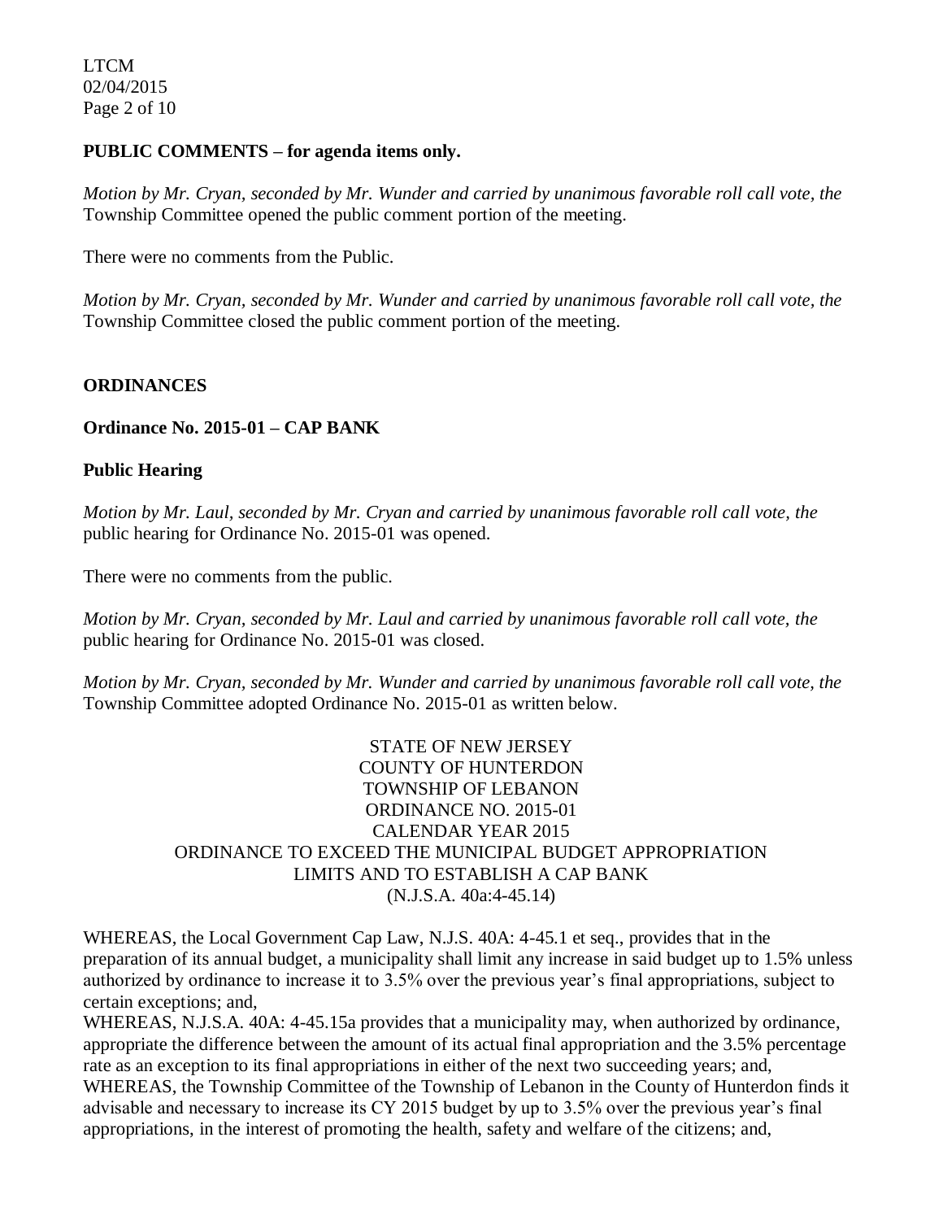**PUBLIC COMMENTS – for agenda items only.**

*Motion by Mr. Cryan, seconded by Mr. Wunder and carried by unanimous favorable roll call vote, the* Township Committee opened the public comment portion of the meeting.

There were no comments from the Public.

*Motion by Mr. Cryan, seconded by Mr. Wunder and carried by unanimous favorable roll call vote, the* Township Committee closed the public comment portion of the meeting.

**ORDINANCES**

**Ordinance No. 2015-01 – CAP BANK**

**Public Hearing**

*Motion by Mr. Laul, seconded by Mr. Cryan and carried by unanimous favorable roll call vote, the* public hearing for Ordinance No. 2015-01 was opened.

There were no comments from the public.

*Motion by Mr. Cryan, seconded by Mr. Laul and carried by unanimous favorable roll call vote, the* public hearing for Ordinance No. 2015-01 was closed.

*Motion by Mr. Cryan, seconded by Mr. Wunder and carried by unanimous favorable roll call vote, the* Township Committee adopted Ordinance No. 2015-01 as written below.

STATE OF NEW JERSEY
COUNTY OF HUNTERDON
TOWNSHIP OF LEBANON
ORDINANCE NO. 2015-01
CALENDAR YEAR 2015
ORDINANCE TO EXCEED THE MUNICIPAL BUDGET APPROPRIATION LIMITS AND TO ESTABLISH A CAP BANK
(N.J.S.A. 40a:4-45.14)

WHEREAS, the Local Government Cap Law, N.J.S. 40A: 4-45.1 et seq., provides that in the preparation of its annual budget, a municipality shall limit any increase in said budget up to 1.5% unless authorized by ordinance to increase it to 3.5% over the previous year's final appropriations, subject to certain exceptions; and,

WHEREAS, N.J.S.A. 40A: 4-45.15a provides that a municipality may, when authorized by ordinance, appropriate the difference between the amount of its actual final appropriation and the 3.5% percentage rate as an exception to its final appropriations in either of the next two succeeding years; and,

WHEREAS, the Township Committee of the Township of Lebanon in the County of Hunterdon finds it advisable and necessary to increase its CY 2015 budget by up to 3.5% over the previous year's final appropriations, in the interest of promoting the health, safety and welfare of the citizens; and,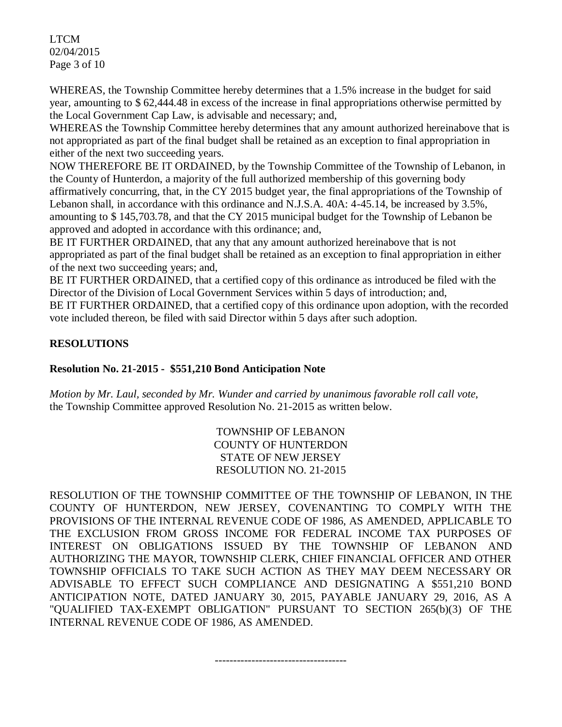WHEREAS, the Township Committee hereby determines that a 1.5% increase in the budget for said year, amounting to $ 62,444.48 in excess of the increase in final appropriations otherwise permitted by the Local Government Cap Law, is advisable and necessary; and,

WHEREAS the Township Committee hereby determines that any amount authorized hereinabove that is not appropriated as part of the final budget shall be retained as an exception to final appropriation in either of the next two succeeding years.

NOW THEREFORE BE IT ORDAINED, by the Township Committee of the Township of Lebanon, in the County of Hunterdon, a majority of the full authorized membership of this governing body affirmatively concurring, that, in the CY 2015 budget year, the final appropriations of the Township of Lebanon shall, in accordance with this ordinance and N.J.S.A. 40A: 4-45.14, be increased by 3.5%, amounting to $ 145,703.78, and that the CY 2015 municipal budget for the Township of Lebanon be approved and adopted in accordance with this ordinance; and,

BE IT FURTHER ORDAINED, that any that any amount authorized hereinabove that is not appropriated as part of the final budget shall be retained as an exception to final appropriation in either of the next two succeeding years; and,

BE IT FURTHER ORDAINED, that a certified copy of this ordinance as introduced be filed with the Director of the Division of Local Government Services within 5 days of introduction; and,

BE IT FURTHER ORDAINED, that a certified copy of this ordinance upon adoption, with the recorded vote included thereon, be filed with said Director within 5 days after such adoption.

## RESOLUTIONS

### Resolution No. 21-2015 - $551,210 Bond Anticipation Note

*Motion by Mr. Laul, seconded by Mr. Wunder and carried by unanimous favorable roll call vote,* the Township Committee approved Resolution No. 21-2015 as written below.

TOWNSHIP OF LEBANON
COUNTY OF HUNTERDON
STATE OF NEW JERSEY
RESOLUTION NO. 21-2015

RESOLUTION OF THE TOWNSHIP COMMITTEE OF THE TOWNSHIP OF LEBANON, IN THE COUNTY OF HUNTERDON, NEW JERSEY, COVENANTING TO COMPLY WITH THE PROVISIONS OF THE INTERNAL REVENUE CODE OF 1986, AS AMENDED, APPLICABLE TO THE EXCLUSION FROM GROSS INCOME FOR FEDERAL INCOME TAX PURPOSES OF INTEREST ON OBLIGATIONS ISSUED BY THE TOWNSHIP OF LEBANON AND AUTHORIZING THE MAYOR, TOWNSHIP CLERK, CHIEF FINANCIAL OFFICER AND OTHER TOWNSHIP OFFICIALS TO TAKE SUCH ACTION AS THEY MAY DEEM NECESSARY OR ADVISABLE TO EFFECT SUCH COMPLIANCE AND DESIGNATING A $551,210 BOND ANTICIPATION NOTE, DATED JANUARY 30, 2015, PAYABLE JANUARY 29, 2016, AS A "QUALIFIED TAX-EXEMPT OBLIGATION" PURSUANT TO SECTION 265(b)(3) OF THE INTERNAL REVENUE CODE OF 1986, AS AMENDED.

------------------------------------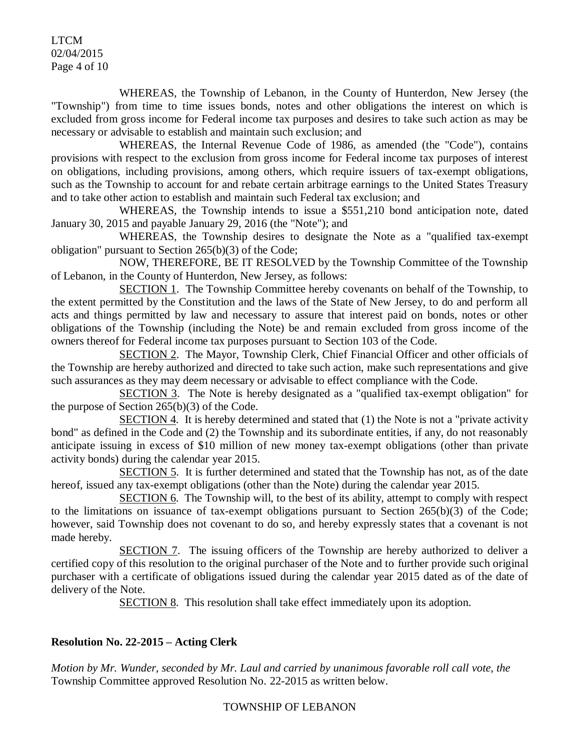WHEREAS, the Township of Lebanon, in the County of Hunterdon, New Jersey (the "Township") from time to time issues bonds, notes and other obligations the interest on which is excluded from gross income for Federal income tax purposes and desires to take such action as may be necessary or advisable to establish and maintain such exclusion; and

WHEREAS, the Internal Revenue Code of 1986, as amended (the "Code"), contains provisions with respect to the exclusion from gross income for Federal income tax purposes of interest on obligations, including provisions, among others, which require issuers of tax-exempt obligations, such as the Township to account for and rebate certain arbitrage earnings to the United States Treasury and to take other action to establish and maintain such Federal tax exclusion; and

WHEREAS, the Township intends to issue a $551,210 bond anticipation note, dated January 30, 2015 and payable January 29, 2016 (the "Note"); and

WHEREAS, the Township desires to designate the Note as a "qualified tax-exempt obligation" pursuant to Section 265(b)(3) of the Code;

NOW, THEREFORE, BE IT RESOLVED by the Township Committee of the Township of Lebanon, in the County of Hunterdon, New Jersey, as follows:

SECTION 1. The Township Committee hereby covenants on behalf of the Township, to the extent permitted by the Constitution and the laws of the State of New Jersey, to do and perform all acts and things permitted by law and necessary to assure that interest paid on bonds, notes or other obligations of the Township (including the Note) be and remain excluded from gross income of the owners thereof for Federal income tax purposes pursuant to Section 103 of the Code.

SECTION 2. The Mayor, Township Clerk, Chief Financial Officer and other officials of the Township are hereby authorized and directed to take such action, make such representations and give such assurances as they may deem necessary or advisable to effect compliance with the Code.

SECTION 3. The Note is hereby designated as a "qualified tax-exempt obligation" for the purpose of Section 265(b)(3) of the Code.

SECTION 4. It is hereby determined and stated that (1) the Note is not a "private activity bond" as defined in the Code and (2) the Township and its subordinate entities, if any, do not reasonably anticipate issuing in excess of $10 million of new money tax-exempt obligations (other than private activity bonds) during the calendar year 2015.

SECTION 5. It is further determined and stated that the Township has not, as of the date hereof, issued any tax-exempt obligations (other than the Note) during the calendar year 2015.

SECTION 6. The Township will, to the best of its ability, attempt to comply with respect to the limitations on issuance of tax-exempt obligations pursuant to Section 265(b)(3) of the Code; however, said Township does not covenant to do so, and hereby expressly states that a covenant is not made hereby.

SECTION 7. The issuing officers of the Township are hereby authorized to deliver a certified copy of this resolution to the original purchaser of the Note and to further provide such original purchaser with a certificate of obligations issued during the calendar year 2015 dated as of the date of delivery of the Note.

SECTION 8. This resolution shall take effect immediately upon its adoption.

**Resolution No. 22-2015 – Acting Clerk**

*Motion by Mr. Wunder, seconded by Mr. Laul and carried by unanimous favorable roll call vote, the* Township Committee approved Resolution No. 22-2015 as written below.

TOWNSHIP OF LEBANON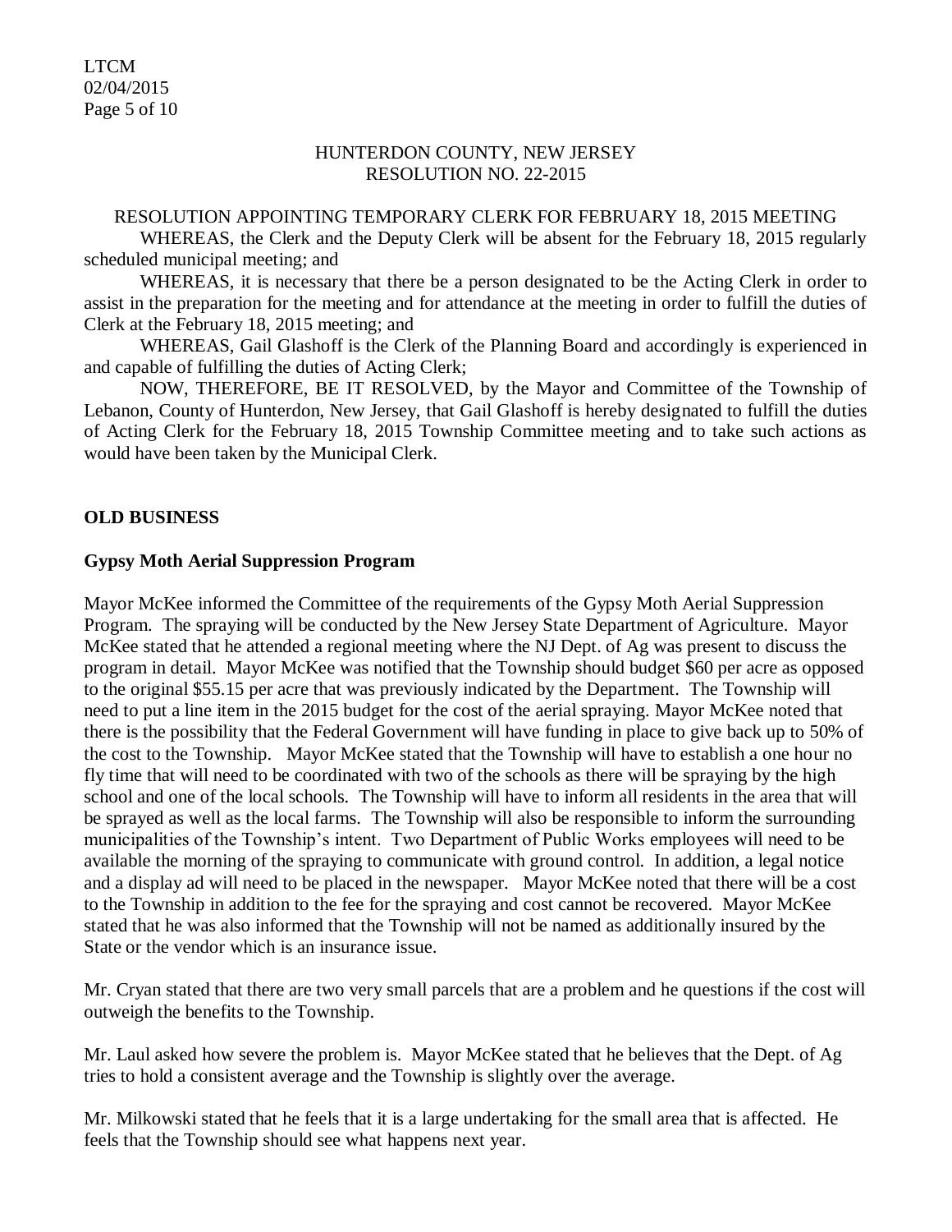HUNTERDON COUNTY, NEW JERSEY
RESOLUTION NO. 22-2015

RESOLUTION APPOINTING TEMPORARY CLERK FOR FEBRUARY 18, 2015 MEETING

WHEREAS, the Clerk and the Deputy Clerk will be absent for the February 18, 2015 regularly scheduled municipal meeting; and

WHEREAS, it is necessary that there be a person designated to be the Acting Clerk in order to assist in the preparation for the meeting and for attendance at the meeting in order to fulfill the duties of Clerk at the February 18, 2015 meeting; and

WHEREAS, Gail Glashoff is the Clerk of the Planning Board and accordingly is experienced in and capable of fulfilling the duties of Acting Clerk;

NOW, THEREFORE, BE IT RESOLVED, by the Mayor and Committee of the Township of Lebanon, County of Hunterdon, New Jersey, that Gail Glashoff is hereby designated to fulfill the duties of Acting Clerk for the February 18, 2015 Township Committee meeting and to take such actions as would have been taken by the Municipal Clerk.

**OLD BUSINESS**

**Gypsy Moth Aerial Suppression Program**

Mayor McKee informed the Committee of the requirements of the Gypsy Moth Aerial Suppression Program. The spraying will be conducted by the New Jersey State Department of Agriculture. Mayor McKee stated that he attended a regional meeting where the NJ Dept. of Ag was present to discuss the program in detail. Mayor McKee was notified that the Township should budget $60 per acre as opposed to the original $55.15 per acre that was previously indicated by the Department. The Township will need to put a line item in the 2015 budget for the cost of the aerial spraying. Mayor McKee noted that there is the possibility that the Federal Government will have funding in place to give back up to 50% of the cost to the Township. Mayor McKee stated that the Township will have to establish a one hour no fly time that will need to be coordinated with two of the schools as there will be spraying by the high school and one of the local schools. The Township will have to inform all residents in the area that will be sprayed as well as the local farms. The Township will also be responsible to inform the surrounding municipalities of the Township's intent. Two Department of Public Works employees will need to be available the morning of the spraying to communicate with ground control. In addition, a legal notice and a display ad will need to be placed in the newspaper. Mayor McKee noted that there will be a cost to the Township in addition to the fee for the spraying and cost cannot be recovered. Mayor McKee stated that he was also informed that the Township will not be named as additionally insured by the State or the vendor which is an insurance issue.

Mr. Cryan stated that there are two very small parcels that are a problem and he questions if the cost will outweigh the benefits to the Township.

Mr. Laul asked how severe the problem is. Mayor McKee stated that he believes that the Dept. of Ag tries to hold a consistent average and the Township is slightly over the average.

Mr. Milkowski stated that he feels that it is a large undertaking for the small area that is affected. He feels that the Township should see what happens next year.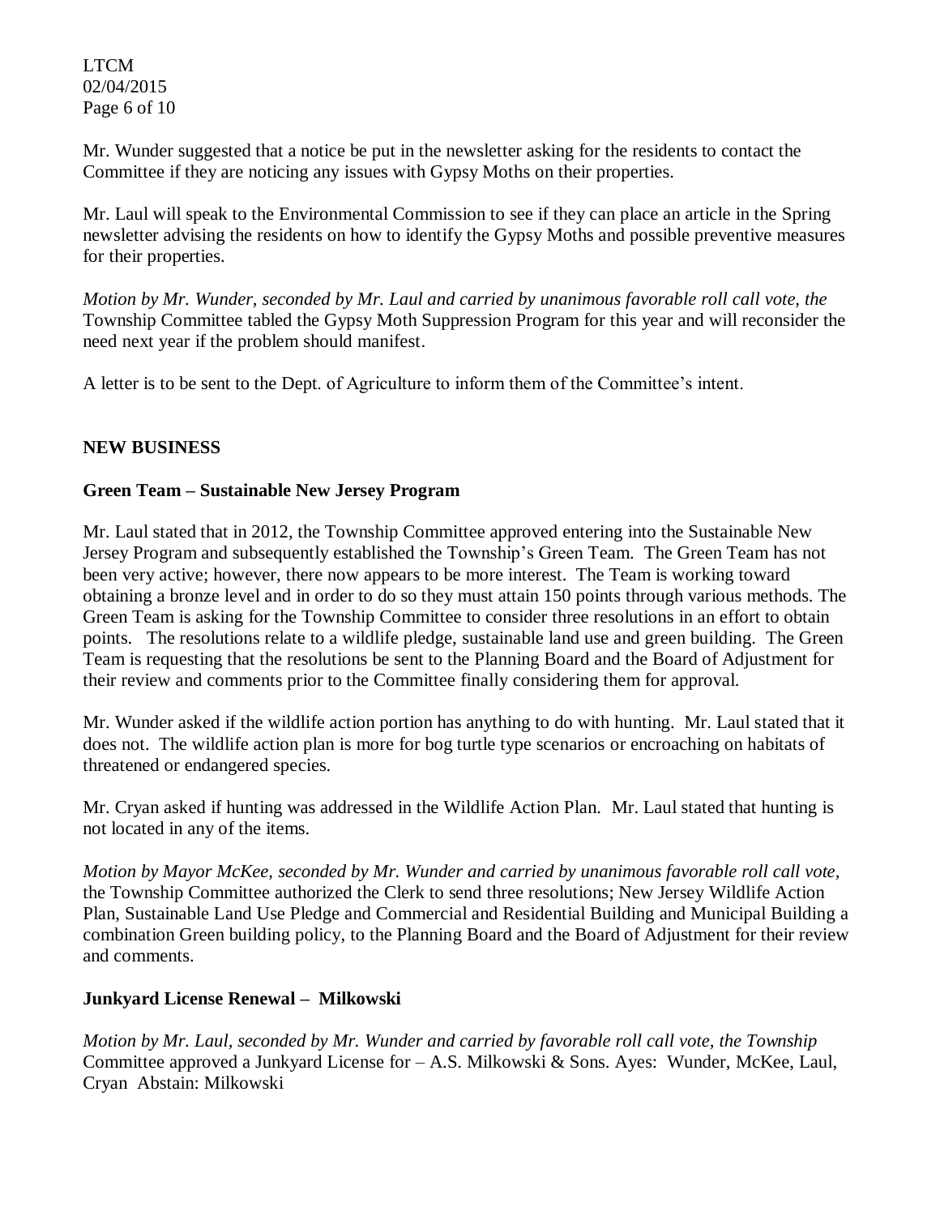Mr. Wunder suggested that a notice be put in the newsletter asking for the residents to contact the Committee if they are noticing any issues with Gypsy Moths on their properties.

Mr. Laul will speak to the Environmental Commission to see if they can place an article in the Spring newsletter advising the residents on how to identify the Gypsy Moths and possible preventive measures for their properties.

*Motion by Mr. Wunder, seconded by Mr. Laul and carried by unanimous favorable roll call vote, the* Township Committee tabled the Gypsy Moth Suppression Program for this year and will reconsider the need next year if the problem should manifest.

A letter is to be sent to the Dept. of Agriculture to inform them of the Committee's intent.

## NEW BUSINESS

### Green Team – Sustainable New Jersey Program

Mr. Laul stated that in 2012, the Township Committee approved entering into the Sustainable New Jersey Program and subsequently established the Township's Green Team. The Green Team has not been very active; however, there now appears to be more interest. The Team is working toward obtaining a bronze level and in order to do so they must attain 150 points through various methods. The Green Team is asking for the Township Committee to consider three resolutions in an effort to obtain points. The resolutions relate to a wildlife pledge, sustainable land use and green building. The Green Team is requesting that the resolutions be sent to the Planning Board and the Board of Adjustment for their review and comments prior to the Committee finally considering them for approval.

Mr. Wunder asked if the wildlife action portion has anything to do with hunting. Mr. Laul stated that it does not. The wildlife action plan is more for bog turtle type scenarios or encroaching on habitats of threatened or endangered species.

Mr. Cryan asked if hunting was addressed in the Wildlife Action Plan. Mr. Laul stated that hunting is not located in any of the items.

*Motion by Mayor McKee, seconded by Mr. Wunder and carried by unanimous favorable roll call vote,* the Township Committee authorized the Clerk to send three resolutions; New Jersey Wildlife Action Plan, Sustainable Land Use Pledge and Commercial and Residential Building and Municipal Building a combination Green building policy, to the Planning Board and the Board of Adjustment for their review and comments.

### Junkyard License Renewal – Milkowski

*Motion by Mr. Laul, seconded by Mr. Wunder and carried by favorable roll call vote, the Township* Committee approved a Junkyard License for – A.S. Milkowski & Sons. Ayes: Wunder, McKee, Laul, Cryan Abstain: Milkowski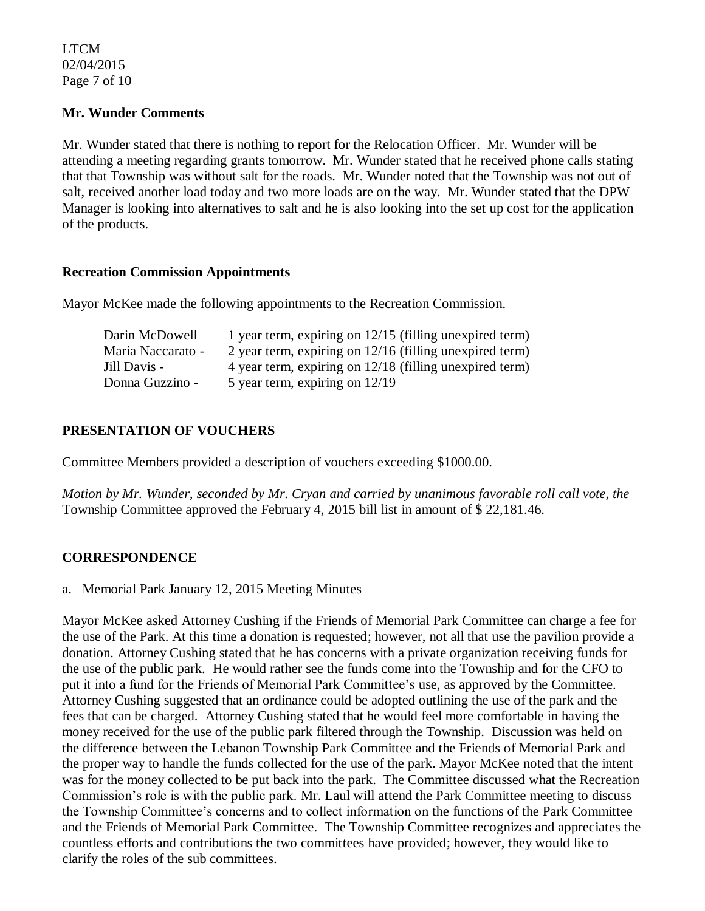**Mr. Wunder Comments**

Mr. Wunder stated that there is nothing to report for the Relocation Officer. Mr. Wunder will be attending a meeting regarding grants tomorrow. Mr. Wunder stated that he received phone calls stating that that Township was without salt for the roads. Mr. Wunder noted that the Township was not out of salt, received another load today and two more loads are on the way. Mr. Wunder stated that the DPW Manager is looking into alternatives to salt and he is also looking into the set up cost for the application of the products.

**Recreation Commission Appointments**

Mayor McKee made the following appointments to the Recreation Commission.

| | |
|---|---|
| Darin McDowell – | 1 year term, expiring on 12/15 (filling unexpired term) |
| Maria Naccarato - | 2 year term, expiring on 12/16 (filling unexpired term) |
| Jill Davis - | 4 year term, expiring on 12/18 (filling unexpired term) |
| Donna Guzzino - | 5 year term, expiring on 12/19 |

**PRESENTATION OF VOUCHERS**

Committee Members provided a description of vouchers exceeding $1000.00.

*Motion by Mr. Wunder, seconded by Mr. Cryan and carried by unanimous favorable roll call vote, the* Township Committee approved the February 4, 2015 bill list in amount of $ 22,181.46.

**CORRESPONDENCE**

a. Memorial Park January 12, 2015 Meeting Minutes

Mayor McKee asked Attorney Cushing if the Friends of Memorial Park Committee can charge a fee for the use of the Park. At this time a donation is requested; however, not all that use the pavilion provide a donation. Attorney Cushing stated that he has concerns with a private organization receiving funds for the use of the public park. He would rather see the funds come into the Township and for the CFO to put it into a fund for the Friends of Memorial Park Committee's use, as approved by the Committee. Attorney Cushing suggested that an ordinance could be adopted outlining the use of the park and the fees that can be charged. Attorney Cushing stated that he would feel more comfortable in having the money received for the use of the public park filtered through the Township. Discussion was held on the difference between the Lebanon Township Park Committee and the Friends of Memorial Park and the proper way to handle the funds collected for the use of the park. Mayor McKee noted that the intent was for the money collected to be put back into the park. The Committee discussed what the Recreation Commission's role is with the public park. Mr. Laul will attend the Park Committee meeting to discuss the Township Committee's concerns and to collect information on the functions of the Park Committee and the Friends of Memorial Park Committee. The Township Committee recognizes and appreciates the countless efforts and contributions the two committees have provided; however, they would like to clarify the roles of the sub committees.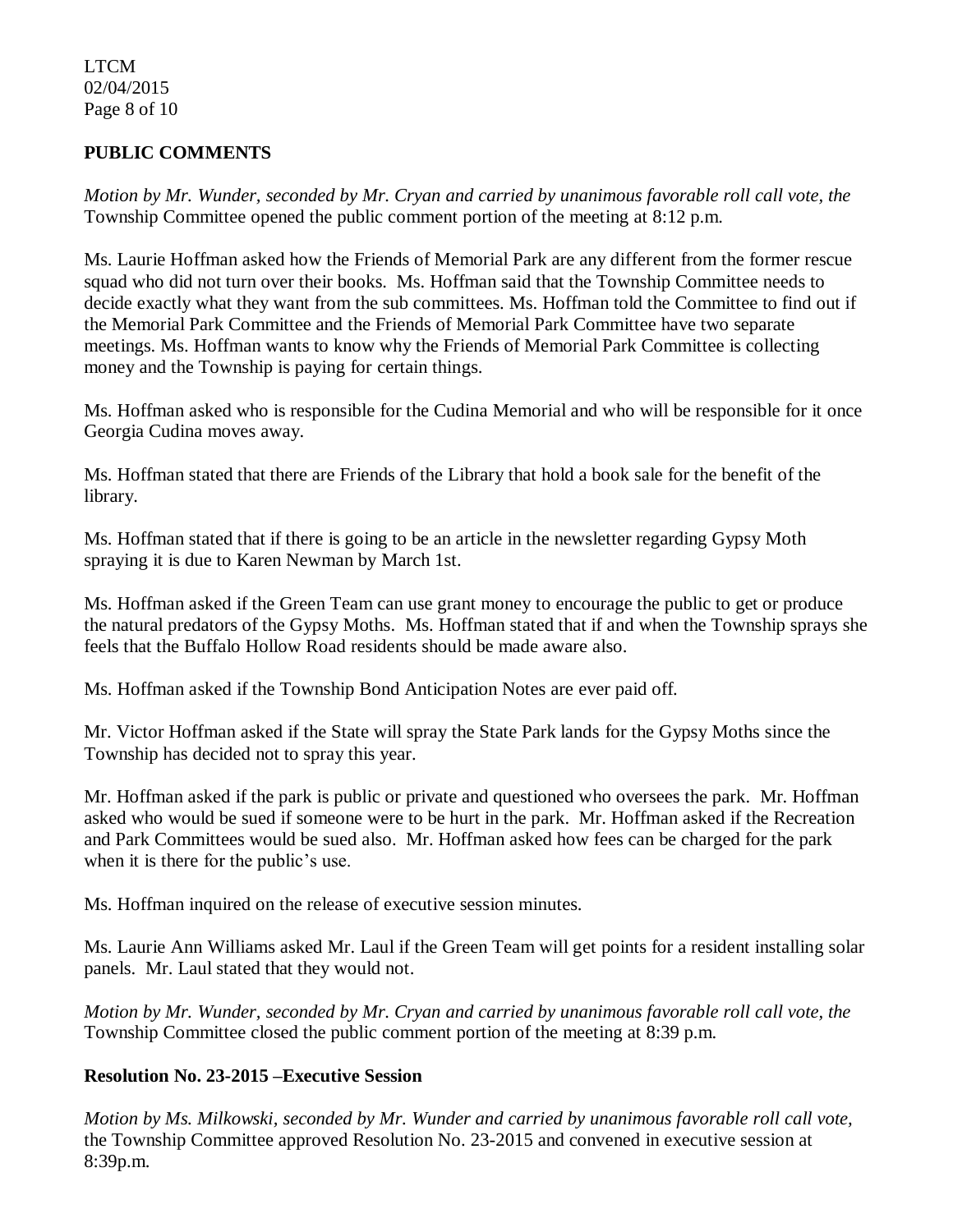## PUBLIC COMMENTS

*Motion by Mr. Wunder, seconded by Mr. Cryan and carried by unanimous favorable roll call vote, the* Township Committee opened the public comment portion of the meeting at 8:12 p.m.

Ms. Laurie Hoffman asked how the Friends of Memorial Park are any different from the former rescue squad who did not turn over their books. Ms. Hoffman said that the Township Committee needs to decide exactly what they want from the sub committees. Ms. Hoffman told the Committee to find out if the Memorial Park Committee and the Friends of Memorial Park Committee have two separate meetings. Ms. Hoffman wants to know why the Friends of Memorial Park Committee is collecting money and the Township is paying for certain things.

Ms. Hoffman asked who is responsible for the Cudina Memorial and who will be responsible for it once Georgia Cudina moves away.

Ms. Hoffman stated that there are Friends of the Library that hold a book sale for the benefit of the library.

Ms. Hoffman stated that if there is going to be an article in the newsletter regarding Gypsy Moth spraying it is due to Karen Newman by March 1st.

Ms. Hoffman asked if the Green Team can use grant money to encourage the public to get or produce the natural predators of the Gypsy Moths. Ms. Hoffman stated that if and when the Township sprays she feels that the Buffalo Hollow Road residents should be made aware also.

Ms. Hoffman asked if the Township Bond Anticipation Notes are ever paid off.

Mr. Victor Hoffman asked if the State will spray the State Park lands for the Gypsy Moths since the Township has decided not to spray this year.

Mr. Hoffman asked if the park is public or private and questioned who oversees the park. Mr. Hoffman asked who would be sued if someone were to be hurt in the park. Mr. Hoffman asked if the Recreation and Park Committees would be sued also. Mr. Hoffman asked how fees can be charged for the park when it is there for the public's use.

Ms. Hoffman inquired on the release of executive session minutes.

Ms. Laurie Ann Williams asked Mr. Laul if the Green Team will get points for a resident installing solar panels. Mr. Laul stated that they would not.

*Motion by Mr. Wunder, seconded by Mr. Cryan and carried by unanimous favorable roll call vote, the* Township Committee closed the public comment portion of the meeting at 8:39 p.m.

## Resolution No. 23-2015 –Executive Session

*Motion by Ms. Milkowski, seconded by Mr. Wunder and carried by unanimous favorable roll call vote,* the Township Committee approved Resolution No. 23-2015 and convened in executive session at 8:39p.m.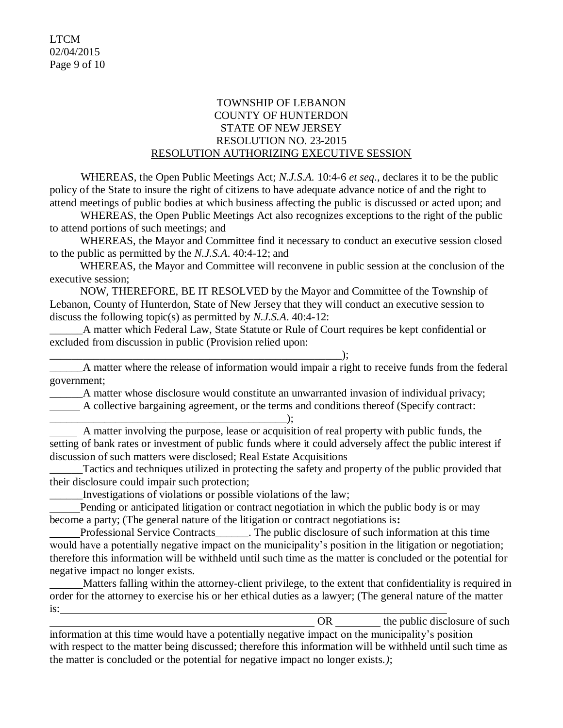TOWNSHIP OF LEBANON
COUNTY OF HUNTERDON
STATE OF NEW JERSEY
RESOLUTION NO. 23-2015
RESOLUTION AUTHORIZING EXECUTIVE SESSION

WHEREAS, the Open Public Meetings Act; *N.J.S.A.* 10:4-6 *et seq*., declares it to be the public policy of the State to insure the right of citizens to have adequate advance notice of and the right to attend meetings of public bodies at which business affecting the public is discussed or acted upon; and

WHEREAS, the Open Public Meetings Act also recognizes exceptions to the right of the public to attend portions of such meetings; and

WHEREAS, the Mayor and Committee find it necessary to conduct an executive session closed to the public as permitted by the *N.J.S.A*. 40:4-12; and

WHEREAS, the Mayor and Committee will reconvene in public session at the conclusion of the executive session;

NOW, THEREFORE, BE IT RESOLVED by the Mayor and Committee of the Township of Lebanon, County of Hunterdon, State of New Jersey that they will conduct an executive session to discuss the following topic(s) as permitted by *N.J.S.A*. 40:4-12:

______A matter which Federal Law, State Statute or Rule of Court requires be kept confidential or excluded from discussion in public (Provision relied upon: ______________________________________________________);

______A matter where the release of information would impair a right to receive funds from the federal government;

______A matter whose disclosure would constitute an unwarranted invasion of individual privacy;

______ A collective bargaining agreement, or the terms and conditions thereof (Specify contract: ____________________________________________);

______ A matter involving the purpose, lease or acquisition of real property with public funds, the setting of bank rates or investment of public funds where it could adversely affect the public interest if discussion of such matters were disclosed; Real Estate Acquisitions

______Tactics and techniques utilized in protecting the safety and property of the public provided that their disclosure could impair such protection;

______Investigations of violations or possible violations of the law;

______Pending or anticipated litigation or contract negotiation in which the public body is or may become a party; (The general nature of the litigation or contract negotiations is**:**

______Professional Service Contracts______. The public disclosure of such information at this time would have a potentially negative impact on the municipality's position in the litigation or negotiation; therefore this information will be withheld until such time as the matter is concluded or the potential for negative impact no longer exists.

______Matters falling within the attorney-client privilege, to the extent that confidentiality is required in order for the attorney to exercise his or her ethical duties as a lawyer; (The general nature of the matter is:______________________________________________________________________________
__________________________________________________ OR ________ the public disclosure of such information at this time would have a potentially negative impact on the municipality's position with respect to the matter being discussed; therefore this information will be withheld until such time as the matter is concluded or the potential for negative impact no longer exists.*)*;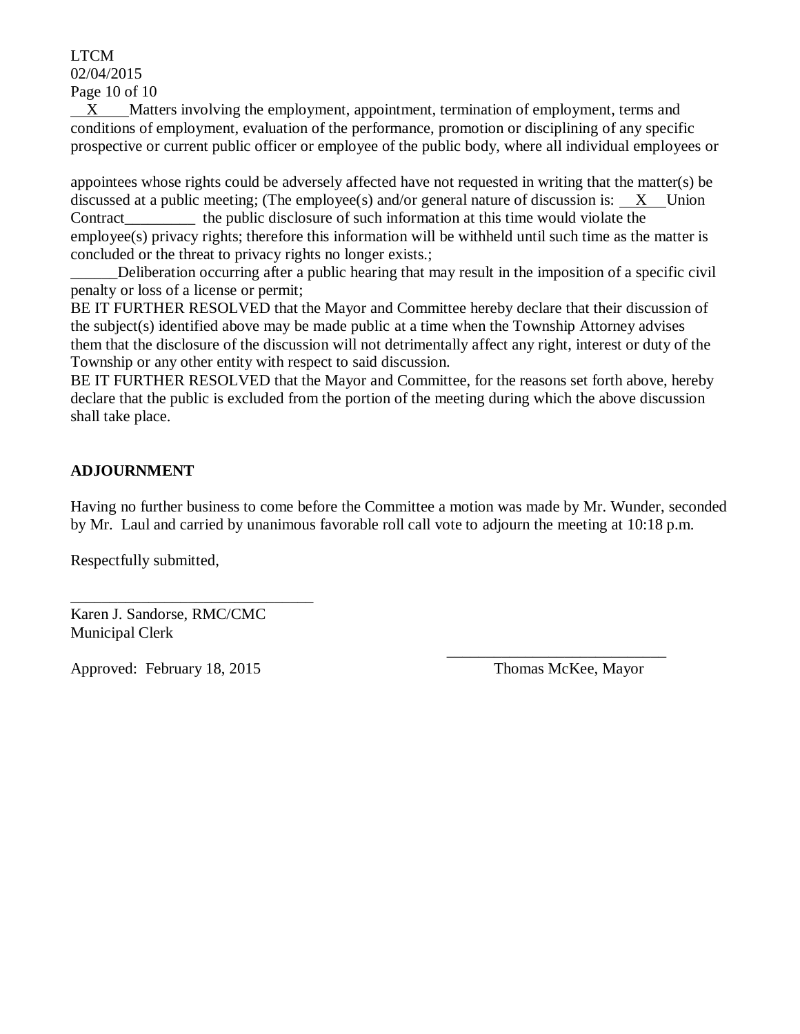__X__ Matters involving the employment, appointment, termination of employment, terms and conditions of employment, evaluation of the performance, promotion or disciplining of any specific prospective or current public officer or employee of the public body, where all individual employees or

appointees whose rights could be adversely affected have not requested in writing that the matter(s) be discussed at a public meeting; (The employee(s) and/or general nature of discussion is: __X__ Union Contract_________ the public disclosure of such information at this time would violate the employee(s) privacy rights; therefore this information will be withheld until such time as the matter is concluded or the threat to privacy rights no longer exists.;

______Deliberation occurring after a public hearing that may result in the imposition of a specific civil penalty or loss of a license or permit;

BE IT FURTHER RESOLVED that the Mayor and Committee hereby declare that their discussion of the subject(s) identified above may be made public at a time when the Township Attorney advises them that the disclosure of the discussion will not detrimentally affect any right, interest or duty of the Township or any other entity with respect to said discussion.

BE IT FURTHER RESOLVED that the Mayor and Committee, for the reasons set forth above, hereby declare that the public is excluded from the portion of the meeting during which the above discussion shall take place.

**ADJOURNMENT**

Having no further business to come before the Committee a motion was made by Mr. Wunder, seconded by Mr. Laul and carried by unanimous favorable roll call vote to adjourn the meeting at 10:18 p.m.

Respectfully submitted,

_______________________________
Karen J. Sandorse, RMC/CMC
Municipal Clerk

Approved: February 18, 2015

_____________________________
Thomas McKee, Mayor